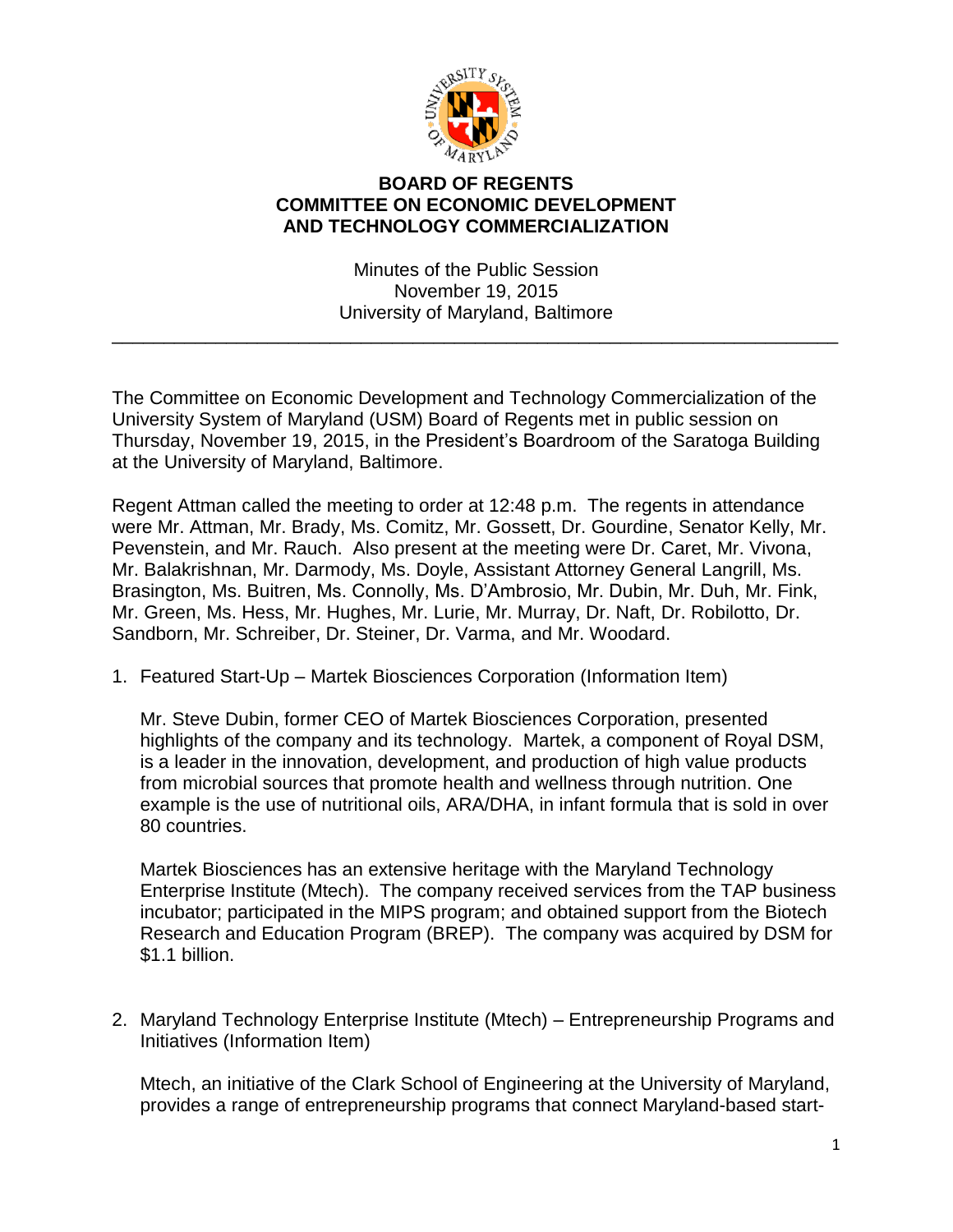# BOARD OF REGENTS
## COMMITTEE ON ECONOMIC DEVELOPMENT AND TECHNOLOGY COMMERCIALIZATION

Minutes of the Public Session
November 19, 2015
University of Maryland, Baltimore

---

The Committee on Economic Development and Technology Commercialization of the University System of Maryland (USM) Board of Regents met in public session on Thursday, November 19, 2015, in the President's Boardroom of the Saratoga Building at the University of Maryland, Baltimore.

Regent Attman called the meeting to order at 12:48 p.m. The regents in attendance were Mr. Attman, Mr. Brady, Ms. Comitz, Mr. Gossett, Dr. Gourdine, Senator Kelly, Mr. Pevenstein, and Mr. Rauch. Also present at the meeting were Dr. Caret, Mr. Vivona, Mr. Balakrishnan, Mr. Darmody, Ms. Doyle, Assistant Attorney General Langrill, Ms. Brasington, Ms. Buitren, Ms. Connolly, Ms. D'Ambrosio, Mr. Dubin, Mr. Duh, Mr. Fink, Mr. Green, Ms. Hess, Mr. Hughes, Mr. Lurie, Mr. Murray, Dr. Naft, Dr. Robilotto, Dr. Sandborn, Mr. Schreiber, Dr. Steiner, Dr. Varma, and Mr. Woodard.

1. Featured Start-Up – Martek Biosciences Corporation (Information Item)

   Mr. Steve Dubin, former CEO of Martek Biosciences Corporation, presented highlights of the company and its technology. Martek, a component of Royal DSM, is a leader in the innovation, development, and production of high value products from microbial sources that promote health and wellness through nutrition. One example is the use of nutritional oils, ARA/DHA, in infant formula that is sold in over 80 countries.

   Martek Biosciences has an extensive heritage with the Maryland Technology Enterprise Institute (Mtech). The company received services from the TAP business incubator; participated in the MIPS program; and obtained support from the Biotech Research and Education Program (BREP). The company was acquired by DSM for $1.1 billion.

2. Maryland Technology Enterprise Institute (Mtech) – Entrepreneurship Programs and Initiatives (Information Item)

   Mtech, an initiative of the Clark School of Engineering at the University of Maryland, provides a range of entrepreneurship programs that connect Maryland-based start-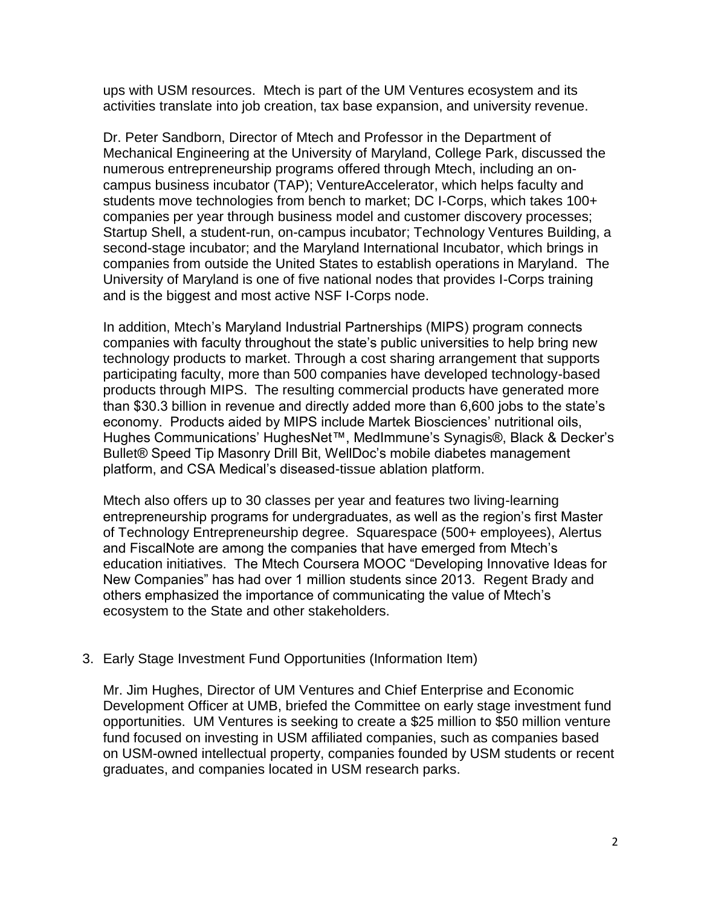ups with USM resources. Mtech is part of the UM Ventures ecosystem and its activities translate into job creation, tax base expansion, and university revenue.

Dr. Peter Sandborn, Director of Mtech and Professor in the Department of Mechanical Engineering at the University of Maryland, College Park, discussed the numerous entrepreneurship programs offered through Mtech, including an on-campus business incubator (TAP); VentureAccelerator, which helps faculty and students move technologies from bench to market; DC I-Corps, which takes 100+ companies per year through business model and customer discovery processes; Startup Shell, a student-run, on-campus incubator; Technology Ventures Building, a second-stage incubator; and the Maryland International Incubator, which brings in companies from outside the United States to establish operations in Maryland. The University of Maryland is one of five national nodes that provides I-Corps training and is the biggest and most active NSF I-Corps node.

In addition, Mtech's Maryland Industrial Partnerships (MIPS) program connects companies with faculty throughout the state's public universities to help bring new technology products to market. Through a cost sharing arrangement that supports participating faculty, more than 500 companies have developed technology-based products through MIPS. The resulting commercial products have generated more than $30.3 billion in revenue and directly added more than 6,600 jobs to the state's economy. Products aided by MIPS include Martek Biosciences' nutritional oils, Hughes Communications' HughesNet™, MedImmune's Synagis®, Black & Decker's Bullet® Speed Tip Masonry Drill Bit, WellDoc's mobile diabetes management platform, and CSA Medical's diseased-tissue ablation platform.

Mtech also offers up to 30 classes per year and features two living-learning entrepreneurship programs for undergraduates, as well as the region's first Master of Technology Entrepreneurship degree. Squarespace (500+ employees), Alertus and FiscalNote are among the companies that have emerged from Mtech's education initiatives. The Mtech Coursera MOOC "Developing Innovative Ideas for New Companies" has had over 1 million students since 2013. Regent Brady and others emphasized the importance of communicating the value of Mtech's ecosystem to the State and other stakeholders.

3. Early Stage Investment Fund Opportunities (Information Item)

   Mr. Jim Hughes, Director of UM Ventures and Chief Enterprise and Economic Development Officer at UMB, briefed the Committee on early stage investment fund opportunities. UM Ventures is seeking to create a $25 million to $50 million venture fund focused on investing in USM affiliated companies, such as companies based on USM-owned intellectual property, companies founded by USM students or recent graduates, and companies located in USM research parks.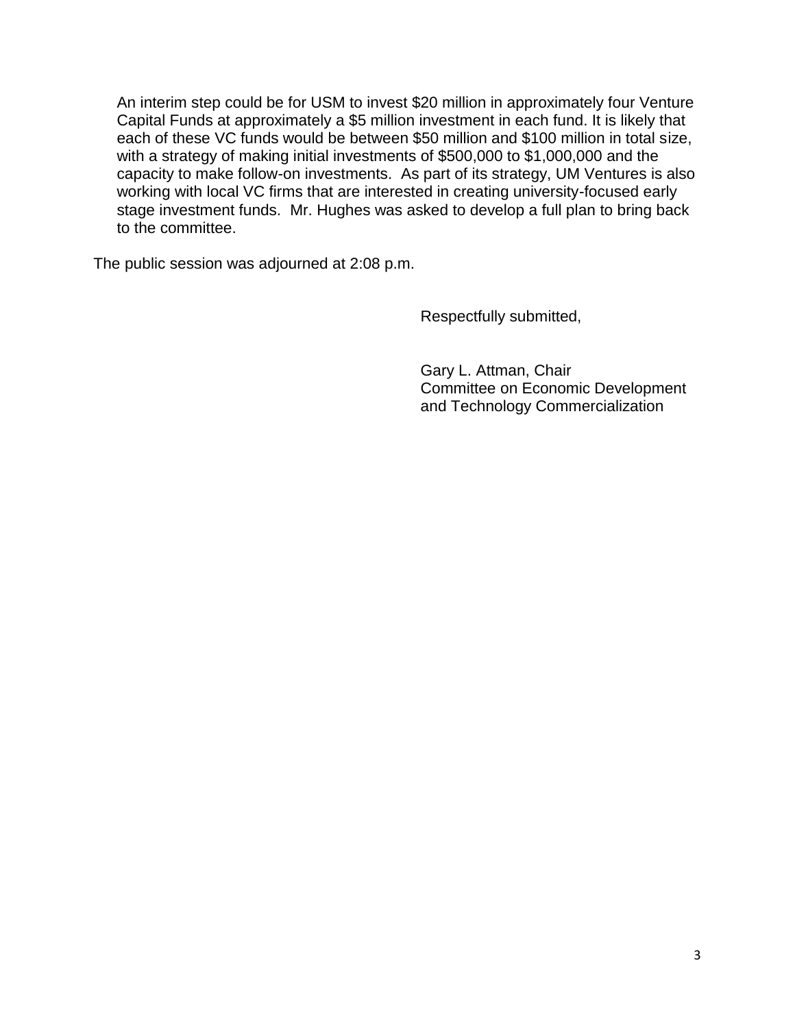An interim step could be for USM to invest $20 million in approximately four Venture Capital Funds at approximately a $5 million investment in each fund. It is likely that each of these VC funds would be between $50 million and $100 million in total size, with a strategy of making initial investments of $500,000 to $1,000,000 and the capacity to make follow-on investments. As part of its strategy, UM Ventures is also working with local VC firms that are interested in creating university-focused early stage investment funds. Mr. Hughes was asked to develop a full plan to bring back to the committee.

The public session was adjourned at 2:08 p.m.

Respectfully submitted,

Gary L. Attman, Chair
Committee on Economic Development
and Technology Commercialization